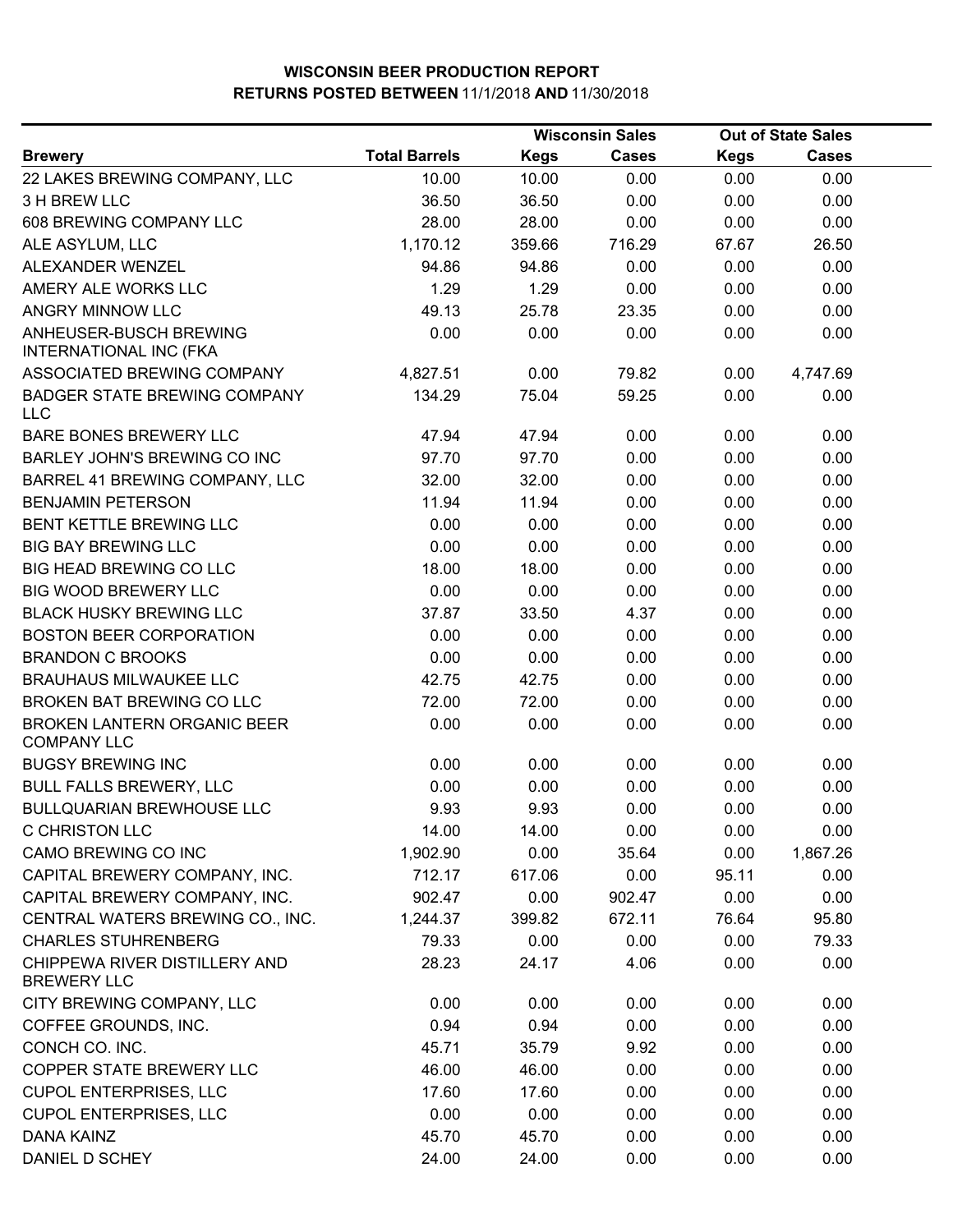# WISCONSIN BEER PRODUCTION REPORT
## RETURNS POSTED BETWEEN 11/1/2018 AND 11/30/2018

| Brewery | Total Barrels | Wisconsin Sales | | Out of State Sales | |
|---|---|---|---|---|---|
| | | Kegs | Cases | Kegs | Cases |
| 22 LAKES BREWING COMPANY, LLC | 10.00 | 10.00 | 0.00 | 0.00 | 0.00 |
| 3 H BREW LLC | 36.50 | 36.50 | 0.00 | 0.00 | 0.00 |
| 608 BREWING COMPANY LLC | 28.00 | 28.00 | 0.00 | 0.00 | 0.00 |
| ALE ASYLUM, LLC | 1,170.12 | 359.66 | 716.29 | 67.67 | 26.50 |
| ALEXANDER WENZEL | 94.86 | 94.86 | 0.00 | 0.00 | 0.00 |
| AMERY ALE WORKS LLC | 1.29 | 1.29 | 0.00 | 0.00 | 0.00 |
| ANGRY MINNOW LLC | 49.13 | 25.78 | 23.35 | 0.00 | 0.00 |
| ANHEUSER-BUSCH BREWING INTERNATIONAL INC (FKA | 0.00 | 0.00 | 0.00 | 0.00 | 0.00 |
| ASSOCIATED BREWING COMPANY | 4,827.51 | 0.00 | 79.82 | 0.00 | 4,747.69 |
| BADGER STATE BREWING COMPANY LLC | 134.29 | 75.04 | 59.25 | 0.00 | 0.00 |
| BARE BONES BREWERY LLC | 47.94 | 47.94 | 0.00 | 0.00 | 0.00 |
| BARLEY JOHN'S BREWING CO INC | 97.70 | 97.70 | 0.00 | 0.00 | 0.00 |
| BARREL 41 BREWING COMPANY, LLC | 32.00 | 32.00 | 0.00 | 0.00 | 0.00 |
| BENJAMIN PETERSON | 11.94 | 11.94 | 0.00 | 0.00 | 0.00 |
| BENT KETTLE BREWING LLC | 0.00 | 0.00 | 0.00 | 0.00 | 0.00 |
| BIG BAY BREWING LLC | 0.00 | 0.00 | 0.00 | 0.00 | 0.00 |
| BIG HEAD BREWING CO LLC | 18.00 | 18.00 | 0.00 | 0.00 | 0.00 |
| BIG WOOD BREWERY LLC | 0.00 | 0.00 | 0.00 | 0.00 | 0.00 |
| BLACK HUSKY BREWING LLC | 37.87 | 33.50 | 4.37 | 0.00 | 0.00 |
| BOSTON BEER CORPORATION | 0.00 | 0.00 | 0.00 | 0.00 | 0.00 |
| BRANDON C BROOKS | 0.00 | 0.00 | 0.00 | 0.00 | 0.00 |
| BRAUHAUS MILWAUKEE LLC | 42.75 | 42.75 | 0.00 | 0.00 | 0.00 |
| BROKEN BAT BREWING CO LLC | 72.00 | 72.00 | 0.00 | 0.00 | 0.00 |
| BROKEN LANTERN ORGANIC BEER COMPANY LLC | 0.00 | 0.00 | 0.00 | 0.00 | 0.00 |
| BUGSY BREWING INC | 0.00 | 0.00 | 0.00 | 0.00 | 0.00 |
| BULL FALLS BREWERY, LLC | 0.00 | 0.00 | 0.00 | 0.00 | 0.00 |
| BULLQUARIAN BREWHOUSE LLC | 9.93 | 9.93 | 0.00 | 0.00 | 0.00 |
| C CHRISTON LLC | 14.00 | 14.00 | 0.00 | 0.00 | 0.00 |
| CAMO BREWING CO INC | 1,902.90 | 0.00 | 35.64 | 0.00 | 1,867.26 |
| CAPITAL BREWERY COMPANY, INC. | 712.17 | 617.06 | 0.00 | 95.11 | 0.00 |
| CAPITAL BREWERY COMPANY, INC. | 902.47 | 0.00 | 902.47 | 0.00 | 0.00 |
| CENTRAL WATERS BREWING CO., INC. | 1,244.37 | 399.82 | 672.11 | 76.64 | 95.80 |
| CHARLES STUHRENBERG | 79.33 | 0.00 | 0.00 | 0.00 | 79.33 |
| CHIPPEWA RIVER DISTILLERY AND BREWERY LLC | 28.23 | 24.17 | 4.06 | 0.00 | 0.00 |
| CITY BREWING COMPANY, LLC | 0.00 | 0.00 | 0.00 | 0.00 | 0.00 |
| COFFEE GROUNDS, INC. | 0.94 | 0.94 | 0.00 | 0.00 | 0.00 |
| CONCH CO. INC. | 45.71 | 35.79 | 9.92 | 0.00 | 0.00 |
| COPPER STATE BREWERY LLC | 46.00 | 46.00 | 0.00 | 0.00 | 0.00 |
| CUPOL ENTERPRISES, LLC | 17.60 | 17.60 | 0.00 | 0.00 | 0.00 |
| CUPOL ENTERPRISES, LLC | 0.00 | 0.00 | 0.00 | 0.00 | 0.00 |
| DANA KAINZ | 45.70 | 45.70 | 0.00 | 0.00 | 0.00 |
| DANIEL D SCHEY | 24.00 | 24.00 | 0.00 | 0.00 | 0.00 |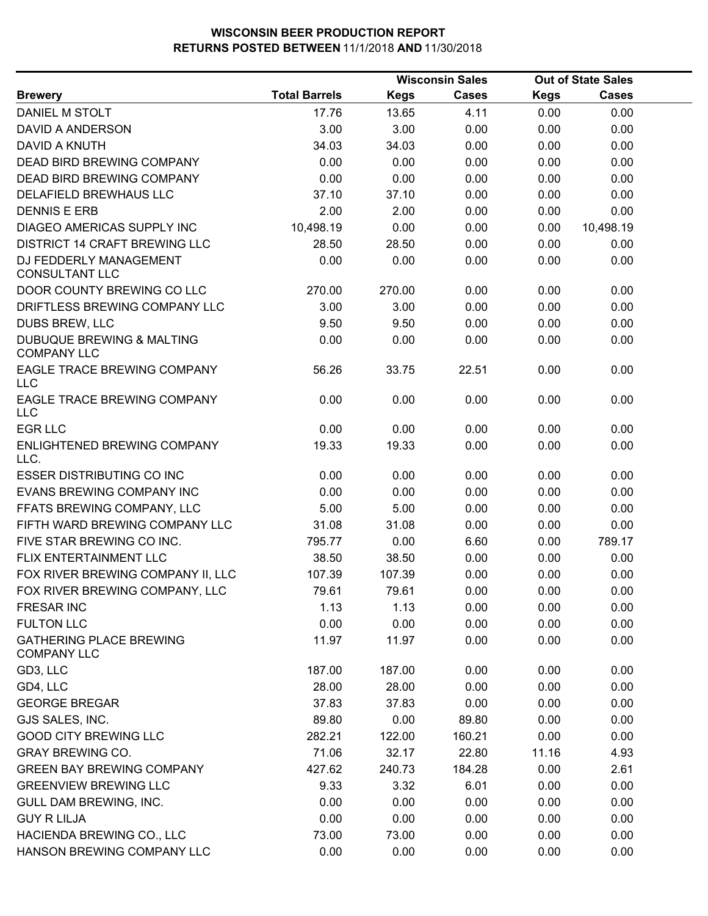# WISCONSIN BEER PRODUCTION REPORT
## RETURNS POSTED BETWEEN 11/1/2018 AND 11/30/2018

| | | Wisconsin Sales | | Out of State Sales | |
|---|---|---|---|---|---|
| **Brewery** | **Total Barrels** | **Kegs** | **Cases** | **Kegs** | **Cases** |
| DANIEL M STOLT | 17.76 | 13.65 | 4.11 | 0.00 | 0.00 |
| DAVID A ANDERSON | 3.00 | 3.00 | 0.00 | 0.00 | 0.00 |
| DAVID A KNUTH | 34.03 | 34.03 | 0.00 | 0.00 | 0.00 |
| DEAD BIRD BREWING COMPANY | 0.00 | 0.00 | 0.00 | 0.00 | 0.00 |
| DEAD BIRD BREWING COMPANY | 0.00 | 0.00 | 0.00 | 0.00 | 0.00 |
| DELAFIELD BREWHAUS LLC | 37.10 | 37.10 | 0.00 | 0.00 | 0.00 |
| DENNIS E ERB | 2.00 | 2.00 | 0.00 | 0.00 | 0.00 |
| DIAGEO AMERICAS SUPPLY INC | 10,498.19 | 0.00 | 0.00 | 0.00 | 10,498.19 |
| DISTRICT 14 CRAFT BREWING LLC | 28.50 | 28.50 | 0.00 | 0.00 | 0.00 |
| DJ FEDDERLY MANAGEMENT CONSULTANT LLC | 0.00 | 0.00 | 0.00 | 0.00 | 0.00 |
| DOOR COUNTY BREWING CO LLC | 270.00 | 270.00 | 0.00 | 0.00 | 0.00 |
| DRIFTLESS BREWING COMPANY LLC | 3.00 | 3.00 | 0.00 | 0.00 | 0.00 |
| DUBS BREW, LLC | 9.50 | 9.50 | 0.00 | 0.00 | 0.00 |
| DUBUQUE BREWING & MALTING COMPANY LLC | 0.00 | 0.00 | 0.00 | 0.00 | 0.00 |
| EAGLE TRACE BREWING COMPANY LLC | 56.26 | 33.75 | 22.51 | 0.00 | 0.00 |
| EAGLE TRACE BREWING COMPANY LLC | 0.00 | 0.00 | 0.00 | 0.00 | 0.00 |
| EGR LLC | 0.00 | 0.00 | 0.00 | 0.00 | 0.00 |
| ENLIGHTENED BREWING COMPANY LLC. | 19.33 | 19.33 | 0.00 | 0.00 | 0.00 |
| ESSER DISTRIBUTING CO INC | 0.00 | 0.00 | 0.00 | 0.00 | 0.00 |
| EVANS BREWING COMPANY INC | 0.00 | 0.00 | 0.00 | 0.00 | 0.00 |
| FFATS BREWING COMPANY, LLC | 5.00 | 5.00 | 0.00 | 0.00 | 0.00 |
| FIFTH WARD BREWING COMPANY LLC | 31.08 | 31.08 | 0.00 | 0.00 | 0.00 |
| FIVE STAR BREWING CO INC. | 795.77 | 0.00 | 6.60 | 0.00 | 789.17 |
| FLIX ENTERTAINMENT LLC | 38.50 | 38.50 | 0.00 | 0.00 | 0.00 |
| FOX RIVER BREWING COMPANY II, LLC | 107.39 | 107.39 | 0.00 | 0.00 | 0.00 |
| FOX RIVER BREWING COMPANY, LLC | 79.61 | 79.61 | 0.00 | 0.00 | 0.00 |
| FRESAR INC | 1.13 | 1.13 | 0.00 | 0.00 | 0.00 |
| FULTON LLC | 0.00 | 0.00 | 0.00 | 0.00 | 0.00 |
| GATHERING PLACE BREWING COMPANY LLC | 11.97 | 11.97 | 0.00 | 0.00 | 0.00 |
| GD3, LLC | 187.00 | 187.00 | 0.00 | 0.00 | 0.00 |
| GD4, LLC | 28.00 | 28.00 | 0.00 | 0.00 | 0.00 |
| GEORGE BREGAR | 37.83 | 37.83 | 0.00 | 0.00 | 0.00 |
| GJS SALES, INC. | 89.80 | 0.00 | 89.80 | 0.00 | 0.00 |
| GOOD CITY BREWING LLC | 282.21 | 122.00 | 160.21 | 0.00 | 0.00 |
| GRAY BREWING CO. | 71.06 | 32.17 | 22.80 | 11.16 | 4.93 |
| GREEN BAY BREWING COMPANY | 427.62 | 240.73 | 184.28 | 0.00 | 2.61 |
| GREENVIEW BREWING LLC | 9.33 | 3.32 | 6.01 | 0.00 | 0.00 |
| GULL DAM BREWING, INC. | 0.00 | 0.00 | 0.00 | 0.00 | 0.00 |
| GUY R LILJA | 0.00 | 0.00 | 0.00 | 0.00 | 0.00 |
| HACIENDA BREWING CO., LLC | 73.00 | 73.00 | 0.00 | 0.00 | 0.00 |
| HANSON BREWING COMPANY LLC | 0.00 | 0.00 | 0.00 | 0.00 | 0.00 |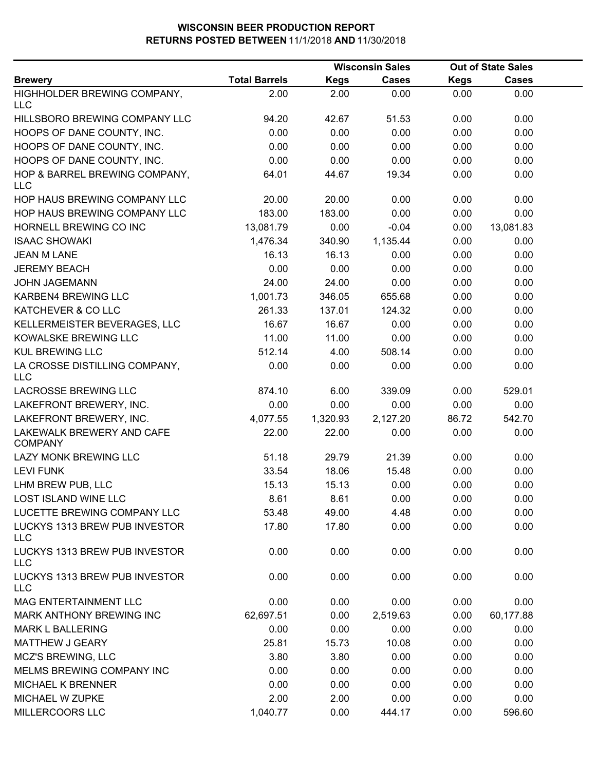# WISCONSIN BEER PRODUCTION REPORT
## RETURNS POSTED BETWEEN 11/1/2018 AND 11/30/2018

| | | Wisconsin Sales | | Out of State Sales | |
|---|---|---|---|---|---|
| **Brewery** | **Total Barrels** | **Kegs** | **Cases** | **Kegs** | **Cases** |
| HIGHHOLDER BREWING COMPANY, LLC | 2.00 | 2.00 | 0.00 | 0.00 | 0.00 |
| HILLSBORO BREWING COMPANY LLC | 94.20 | 42.67 | 51.53 | 0.00 | 0.00 |
| HOOPS OF DANE COUNTY, INC. | 0.00 | 0.00 | 0.00 | 0.00 | 0.00 |
| HOOPS OF DANE COUNTY, INC. | 0.00 | 0.00 | 0.00 | 0.00 | 0.00 |
| HOOPS OF DANE COUNTY, INC. | 0.00 | 0.00 | 0.00 | 0.00 | 0.00 |
| HOP & BARREL BREWING COMPANY, LLC | 64.01 | 44.67 | 19.34 | 0.00 | 0.00 |
| HOP HAUS BREWING COMPANY LLC | 20.00 | 20.00 | 0.00 | 0.00 | 0.00 |
| HOP HAUS BREWING COMPANY LLC | 183.00 | 183.00 | 0.00 | 0.00 | 0.00 |
| HORNELL BREWING CO INC | 13,081.79 | 0.00 | -0.04 | 0.00 | 13,081.83 |
| ISAAC SHOWAKI | 1,476.34 | 340.90 | 1,135.44 | 0.00 | 0.00 |
| JEAN M LANE | 16.13 | 16.13 | 0.00 | 0.00 | 0.00 |
| JEREMY BEACH | 0.00 | 0.00 | 0.00 | 0.00 | 0.00 |
| JOHN JAGEMANN | 24.00 | 24.00 | 0.00 | 0.00 | 0.00 |
| KARBEN4 BREWING LLC | 1,001.73 | 346.05 | 655.68 | 0.00 | 0.00 |
| KATCHEVER & CO LLC | 261.33 | 137.01 | 124.32 | 0.00 | 0.00 |
| KELLERMEISTER BEVERAGES, LLC | 16.67 | 16.67 | 0.00 | 0.00 | 0.00 |
| KOWALSKE BREWING LLC | 11.00 | 11.00 | 0.00 | 0.00 | 0.00 |
| KUL BREWING LLC | 512.14 | 4.00 | 508.14 | 0.00 | 0.00 |
| LA CROSSE DISTILLING COMPANY, LLC | 0.00 | 0.00 | 0.00 | 0.00 | 0.00 |
| LACROSSE BREWING LLC | 874.10 | 6.00 | 339.09 | 0.00 | 529.01 |
| LAKEFRONT BREWERY, INC. | 0.00 | 0.00 | 0.00 | 0.00 | 0.00 |
| LAKEFRONT BREWERY, INC. | 4,077.55 | 1,320.93 | 2,127.20 | 86.72 | 542.70 |
| LAKEWALK BREWERY AND CAFE COMPANY | 22.00 | 22.00 | 0.00 | 0.00 | 0.00 |
| LAZY MONK BREWING LLC | 51.18 | 29.79 | 21.39 | 0.00 | 0.00 |
| LEVI FUNK | 33.54 | 18.06 | 15.48 | 0.00 | 0.00 |
| LHM BREW PUB, LLC | 15.13 | 15.13 | 0.00 | 0.00 | 0.00 |
| LOST ISLAND WINE LLC | 8.61 | 8.61 | 0.00 | 0.00 | 0.00 |
| LUCETTE BREWING COMPANY LLC | 53.48 | 49.00 | 4.48 | 0.00 | 0.00 |
| LUCKYS 1313 BREW PUB INVESTOR LLC | 17.80 | 17.80 | 0.00 | 0.00 | 0.00 |
| LUCKYS 1313 BREW PUB INVESTOR LLC | 0.00 | 0.00 | 0.00 | 0.00 | 0.00 |
| LUCKYS 1313 BREW PUB INVESTOR LLC | 0.00 | 0.00 | 0.00 | 0.00 | 0.00 |
| MAG ENTERTAINMENT LLC | 0.00 | 0.00 | 0.00 | 0.00 | 0.00 |
| MARK ANTHONY BREWING INC | 62,697.51 | 0.00 | 2,519.63 | 0.00 | 60,177.88 |
| MARK L BALLERING | 0.00 | 0.00 | 0.00 | 0.00 | 0.00 |
| MATTHEW J GEARY | 25.81 | 15.73 | 10.08 | 0.00 | 0.00 |
| MCZ'S BREWING, LLC | 3.80 | 3.80 | 0.00 | 0.00 | 0.00 |
| MELMS BREWING COMPANY INC | 0.00 | 0.00 | 0.00 | 0.00 | 0.00 |
| MICHAEL K BRENNER | 0.00 | 0.00 | 0.00 | 0.00 | 0.00 |
| MICHAEL W ZUPKE | 2.00 | 2.00 | 0.00 | 0.00 | 0.00 |
| MILLERCOORS LLC | 1,040.77 | 0.00 | 444.17 | 0.00 | 596.60 |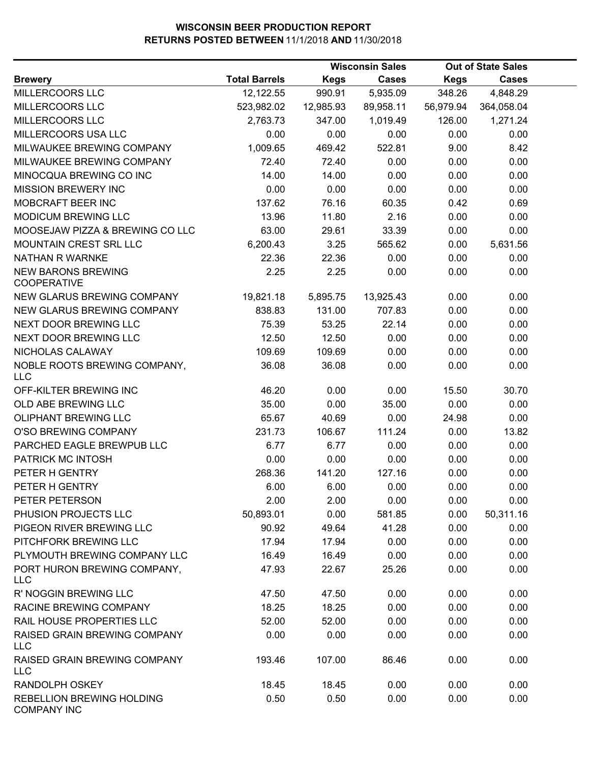**WISCONSIN BEER PRODUCTION REPORT**
**RETURNS POSTED BETWEEN** 11/1/2018 **AND** 11/30/2018

| | | Wisconsin Sales | | Out of State Sales | |
|---|---|---|---|---|---|
| **Brewery** | **Total Barrels** | **Kegs** | **Cases** | **Kegs** | **Cases** |
| MILLERCOORS LLC | 12,122.55 | 990.91 | 5,935.09 | 348.26 | 4,848.29 |
| MILLERCOORS LLC | 523,982.02 | 12,985.93 | 89,958.11 | 56,979.94 | 364,058.04 |
| MILLERCOORS LLC | 2,763.73 | 347.00 | 1,019.49 | 126.00 | 1,271.24 |
| MILLERCOORS USA LLC | 0.00 | 0.00 | 0.00 | 0.00 | 0.00 |
| MILWAUKEE BREWING COMPANY | 1,009.65 | 469.42 | 522.81 | 9.00 | 8.42 |
| MILWAUKEE BREWING COMPANY | 72.40 | 72.40 | 0.00 | 0.00 | 0.00 |
| MINOCQUA BREWING CO INC | 14.00 | 14.00 | 0.00 | 0.00 | 0.00 |
| MISSION BREWERY INC | 0.00 | 0.00 | 0.00 | 0.00 | 0.00 |
| MOBCRAFT BEER INC | 137.62 | 76.16 | 60.35 | 0.42 | 0.69 |
| MODICUM BREWING LLC | 13.96 | 11.80 | 2.16 | 0.00 | 0.00 |
| MOOSEJAW PIZZA & BREWING CO LLC | 63.00 | 29.61 | 33.39 | 0.00 | 0.00 |
| MOUNTAIN CREST SRL LLC | 6,200.43 | 3.25 | 565.62 | 0.00 | 5,631.56 |
| NATHAN R WARNKE | 22.36 | 22.36 | 0.00 | 0.00 | 0.00 |
| NEW BARONS BREWING COOPERATIVE | 2.25 | 2.25 | 0.00 | 0.00 | 0.00 |
| NEW GLARUS BREWING COMPANY | 19,821.18 | 5,895.75 | 13,925.43 | 0.00 | 0.00 |
| NEW GLARUS BREWING COMPANY | 838.83 | 131.00 | 707.83 | 0.00 | 0.00 |
| NEXT DOOR BREWING LLC | 75.39 | 53.25 | 22.14 | 0.00 | 0.00 |
| NEXT DOOR BREWING LLC | 12.50 | 12.50 | 0.00 | 0.00 | 0.00 |
| NICHOLAS CALAWAY | 109.69 | 109.69 | 0.00 | 0.00 | 0.00 |
| NOBLE ROOTS BREWING COMPANY, LLC | 36.08 | 36.08 | 0.00 | 0.00 | 0.00 |
| OFF-KILTER BREWING INC | 46.20 | 0.00 | 0.00 | 15.50 | 30.70 |
| OLD ABE BREWING LLC | 35.00 | 0.00 | 35.00 | 0.00 | 0.00 |
| OLIPHANT BREWING LLC | 65.67 | 40.69 | 0.00 | 24.98 | 0.00 |
| O'SO BREWING COMPANY | 231.73 | 106.67 | 111.24 | 0.00 | 13.82 |
| PARCHED EAGLE BREWPUB LLC | 6.77 | 6.77 | 0.00 | 0.00 | 0.00 |
| PATRICK MC INTOSH | 0.00 | 0.00 | 0.00 | 0.00 | 0.00 |
| PETER H GENTRY | 268.36 | 141.20 | 127.16 | 0.00 | 0.00 |
| PETER H GENTRY | 6.00 | 6.00 | 0.00 | 0.00 | 0.00 |
| PETER PETERSON | 2.00 | 2.00 | 0.00 | 0.00 | 0.00 |
| PHUSION PROJECTS LLC | 50,893.01 | 0.00 | 581.85 | 0.00 | 50,311.16 |
| PIGEON RIVER BREWING LLC | 90.92 | 49.64 | 41.28 | 0.00 | 0.00 |
| PITCHFORK BREWING LLC | 17.94 | 17.94 | 0.00 | 0.00 | 0.00 |
| PLYMOUTH BREWING COMPANY LLC | 16.49 | 16.49 | 0.00 | 0.00 | 0.00 |
| PORT HURON BREWING COMPANY, LLC | 47.93 | 22.67 | 25.26 | 0.00 | 0.00 |
| R' NOGGIN BREWING LLC | 47.50 | 47.50 | 0.00 | 0.00 | 0.00 |
| RACINE BREWING COMPANY | 18.25 | 18.25 | 0.00 | 0.00 | 0.00 |
| RAIL HOUSE PROPERTIES LLC | 52.00 | 52.00 | 0.00 | 0.00 | 0.00 |
| RAISED GRAIN BREWING COMPANY LLC | 0.00 | 0.00 | 0.00 | 0.00 | 0.00 |
| RAISED GRAIN BREWING COMPANY LLC | 193.46 | 107.00 | 86.46 | 0.00 | 0.00 |
| RANDOLPH OSKEY | 18.45 | 18.45 | 0.00 | 0.00 | 0.00 |
| REBELLION BREWING HOLDING COMPANY INC | 0.50 | 0.50 | 0.00 | 0.00 | 0.00 |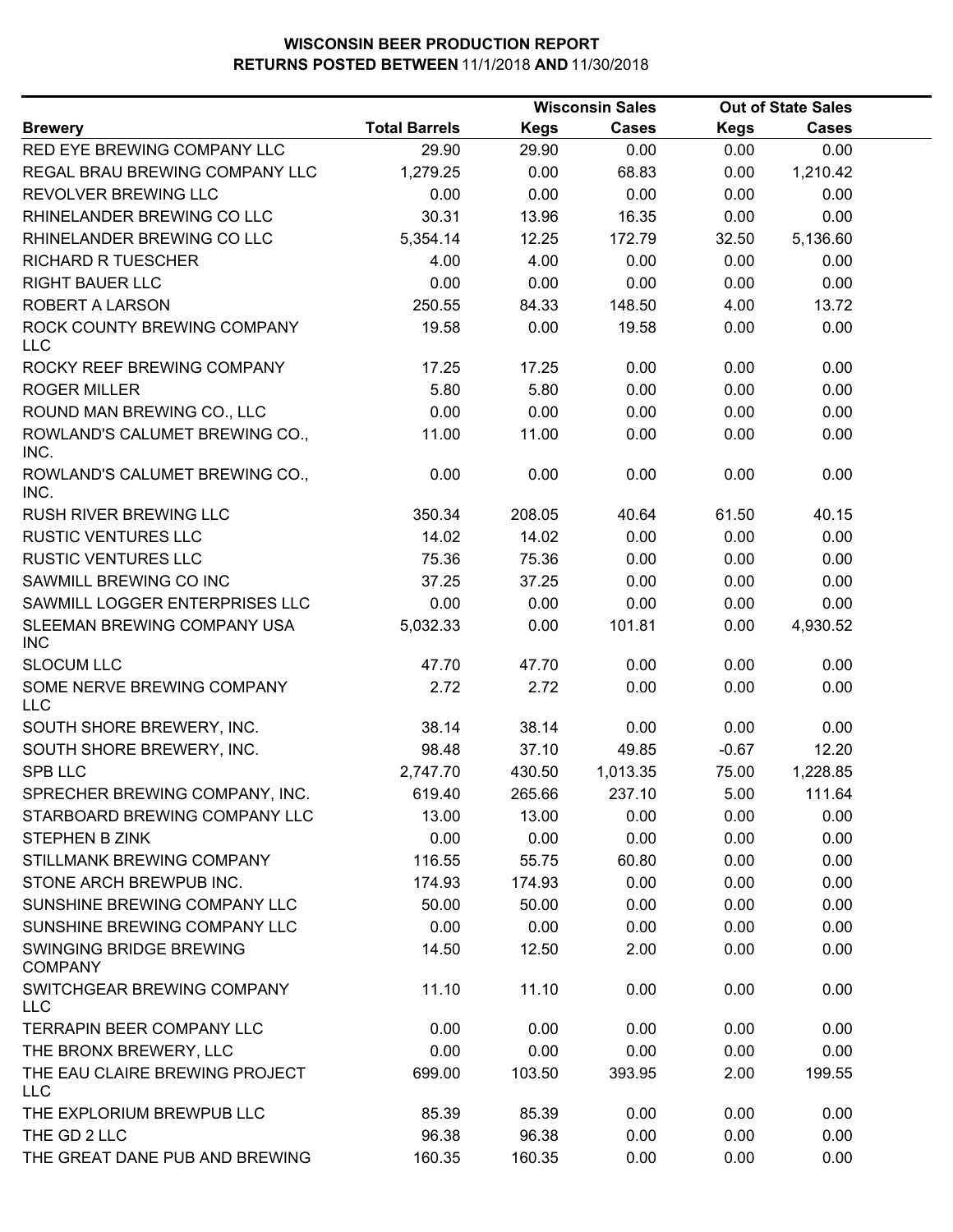# WISCONSIN BEER PRODUCTION REPORT

**RETURNS POSTED BETWEEN** 11/1/2018 **AND** 11/30/2018

| | | Wisconsin Sales | | Out of State Sales | |
|---|---|---|---|---|---|
| **Brewery** | **Total Barrels** | **Kegs** | **Cases** | **Kegs** | **Cases** |
| RED EYE BREWING COMPANY LLC | 29.90 | 29.90 | 0.00 | 0.00 | 0.00 |
| REGAL BRAU BREWING COMPANY LLC | 1,279.25 | 0.00 | 68.83 | 0.00 | 1,210.42 |
| REVOLVER BREWING LLC | 0.00 | 0.00 | 0.00 | 0.00 | 0.00 |
| RHINELANDER BREWING CO LLC | 30.31 | 13.96 | 16.35 | 0.00 | 0.00 |
| RHINELANDER BREWING CO LLC | 5,354.14 | 12.25 | 172.79 | 32.50 | 5,136.60 |
| RICHARD R TUESCHER | 4.00 | 4.00 | 0.00 | 0.00 | 0.00 |
| RIGHT BAUER LLC | 0.00 | 0.00 | 0.00 | 0.00 | 0.00 |
| ROBERT A LARSON | 250.55 | 84.33 | 148.50 | 4.00 | 13.72 |
| ROCK COUNTY BREWING COMPANY LLC | 19.58 | 0.00 | 19.58 | 0.00 | 0.00 |
| ROCKY REEF BREWING COMPANY | 17.25 | 17.25 | 0.00 | 0.00 | 0.00 |
| ROGER MILLER | 5.80 | 5.80 | 0.00 | 0.00 | 0.00 |
| ROUND MAN BREWING CO., LLC | 0.00 | 0.00 | 0.00 | 0.00 | 0.00 |
| ROWLAND'S CALUMET BREWING CO., INC. | 11.00 | 11.00 | 0.00 | 0.00 | 0.00 |
| ROWLAND'S CALUMET BREWING CO., INC. | 0.00 | 0.00 | 0.00 | 0.00 | 0.00 |
| RUSH RIVER BREWING LLC | 350.34 | 208.05 | 40.64 | 61.50 | 40.15 |
| RUSTIC VENTURES LLC | 14.02 | 14.02 | 0.00 | 0.00 | 0.00 |
| RUSTIC VENTURES LLC | 75.36 | 75.36 | 0.00 | 0.00 | 0.00 |
| SAWMILL BREWING CO INC | 37.25 | 37.25 | 0.00 | 0.00 | 0.00 |
| SAWMILL LOGGER ENTERPRISES LLC | 0.00 | 0.00 | 0.00 | 0.00 | 0.00 |
| SLEEMAN BREWING COMPANY USA INC | 5,032.33 | 0.00 | 101.81 | 0.00 | 4,930.52 |
| SLOCUM LLC | 47.70 | 47.70 | 0.00 | 0.00 | 0.00 |
| SOME NERVE BREWING COMPANY LLC | 2.72 | 2.72 | 0.00 | 0.00 | 0.00 |
| SOUTH SHORE BREWERY, INC. | 38.14 | 38.14 | 0.00 | 0.00 | 0.00 |
| SOUTH SHORE BREWERY, INC. | 98.48 | 37.10 | 49.85 | -0.67 | 12.20 |
| SPB LLC | 2,747.70 | 430.50 | 1,013.35 | 75.00 | 1,228.85 |
| SPRECHER BREWING COMPANY, INC. | 619.40 | 265.66 | 237.10 | 5.00 | 111.64 |
| STARBOARD BREWING COMPANY LLC | 13.00 | 13.00 | 0.00 | 0.00 | 0.00 |
| STEPHEN B ZINK | 0.00 | 0.00 | 0.00 | 0.00 | 0.00 |
| STILLMANK BREWING COMPANY | 116.55 | 55.75 | 60.80 | 0.00 | 0.00 |
| STONE ARCH BREWPUB INC. | 174.93 | 174.93 | 0.00 | 0.00 | 0.00 |
| SUNSHINE BREWING COMPANY LLC | 50.00 | 50.00 | 0.00 | 0.00 | 0.00 |
| SUNSHINE BREWING COMPANY LLC | 0.00 | 0.00 | 0.00 | 0.00 | 0.00 |
| SWINGING BRIDGE BREWING COMPANY | 14.50 | 12.50 | 2.00 | 0.00 | 0.00 |
| SWITCHGEAR BREWING COMPANY LLC | 11.10 | 11.10 | 0.00 | 0.00 | 0.00 |
| TERRAPIN BEER COMPANY LLC | 0.00 | 0.00 | 0.00 | 0.00 | 0.00 |
| THE BRONX BREWERY, LLC | 0.00 | 0.00 | 0.00 | 0.00 | 0.00 |
| THE EAU CLAIRE BREWING PROJECT LLC | 699.00 | 103.50 | 393.95 | 2.00 | 199.55 |
| THE EXPLORIUM BREWPUB LLC | 85.39 | 85.39 | 0.00 | 0.00 | 0.00 |
| THE GD 2 LLC | 96.38 | 96.38 | 0.00 | 0.00 | 0.00 |
| THE GREAT DANE PUB AND BREWING | 160.35 | 160.35 | 0.00 | 0.00 | 0.00 |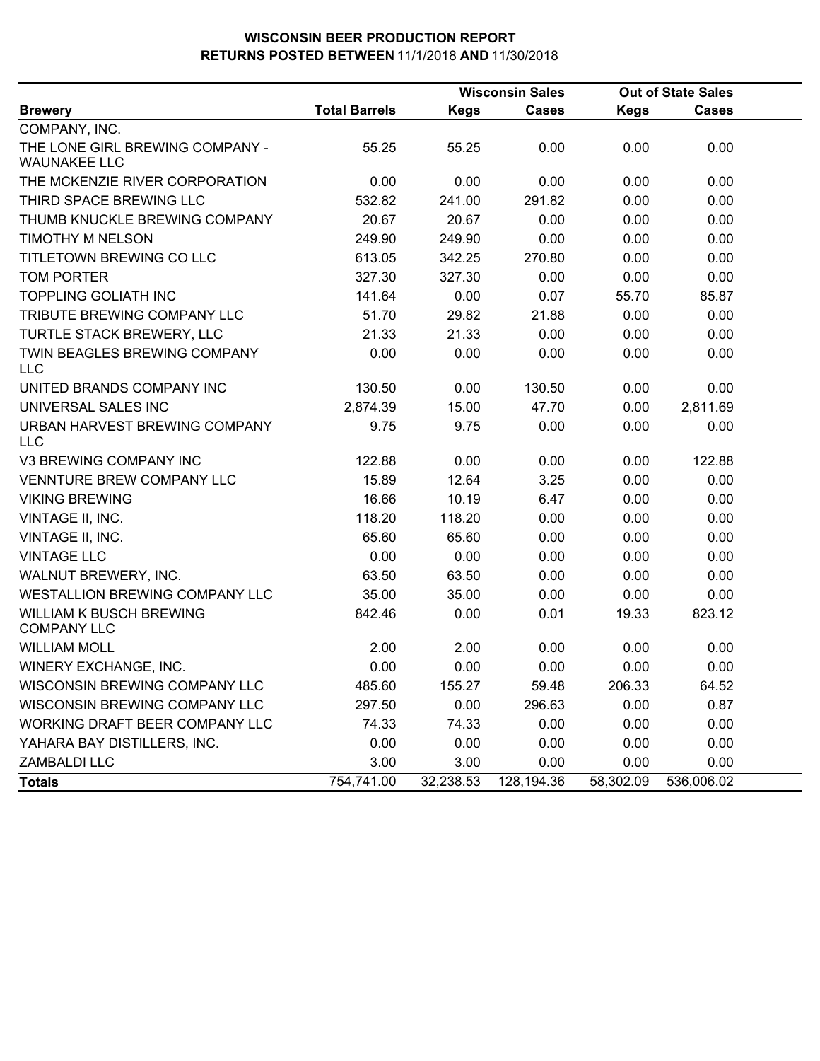**WISCONSIN BEER PRODUCTION REPORT**
**RETURNS POSTED BETWEEN** 11/1/2018 **AND** 11/30/2018

| | | Wisconsin Sales | | Out of State Sales | |
|---|---|---|---|---|---|
| **Brewery** | **Total Barrels** | **Kegs** | **Cases** | **Kegs** | **Cases** |
| COMPANY, INC. | | | | | |
| THE LONE GIRL BREWING COMPANY - WAUNAKEE LLC | 55.25 | 55.25 | 0.00 | 0.00 | 0.00 |
| THE MCKENZIE RIVER CORPORATION | 0.00 | 0.00 | 0.00 | 0.00 | 0.00 |
| THIRD SPACE BREWING LLC | 532.82 | 241.00 | 291.82 | 0.00 | 0.00 |
| THUMB KNUCKLE BREWING COMPANY | 20.67 | 20.67 | 0.00 | 0.00 | 0.00 |
| TIMOTHY M NELSON | 249.90 | 249.90 | 0.00 | 0.00 | 0.00 |
| TITLETOWN BREWING CO LLC | 613.05 | 342.25 | 270.80 | 0.00 | 0.00 |
| TOM PORTER | 327.30 | 327.30 | 0.00 | 0.00 | 0.00 |
| TOPPLING GOLIATH INC | 141.64 | 0.00 | 0.07 | 55.70 | 85.87 |
| TRIBUTE BREWING COMPANY LLC | 51.70 | 29.82 | 21.88 | 0.00 | 0.00 |
| TURTLE STACK BREWERY, LLC | 21.33 | 21.33 | 0.00 | 0.00 | 0.00 |
| TWIN BEAGLES BREWING COMPANY LLC | 0.00 | 0.00 | 0.00 | 0.00 | 0.00 |
| UNITED BRANDS COMPANY INC | 130.50 | 0.00 | 130.50 | 0.00 | 0.00 |
| UNIVERSAL SALES INC | 2,874.39 | 15.00 | 47.70 | 0.00 | 2,811.69 |
| URBAN HARVEST BREWING COMPANY LLC | 9.75 | 9.75 | 0.00 | 0.00 | 0.00 |
| V3 BREWING COMPANY INC | 122.88 | 0.00 | 0.00 | 0.00 | 122.88 |
| VENNTURE BREW COMPANY LLC | 15.89 | 12.64 | 3.25 | 0.00 | 0.00 |
| VIKING BREWING | 16.66 | 10.19 | 6.47 | 0.00 | 0.00 |
| VINTAGE II, INC. | 118.20 | 118.20 | 0.00 | 0.00 | 0.00 |
| VINTAGE II, INC. | 65.60 | 65.60 | 0.00 | 0.00 | 0.00 |
| VINTAGE LLC | 0.00 | 0.00 | 0.00 | 0.00 | 0.00 |
| WALNUT BREWERY, INC. | 63.50 | 63.50 | 0.00 | 0.00 | 0.00 |
| WESTALLION BREWING COMPANY LLC | 35.00 | 35.00 | 0.00 | 0.00 | 0.00 |
| WILLIAM K BUSCH BREWING COMPANY LLC | 842.46 | 0.00 | 0.01 | 19.33 | 823.12 |
| WILLIAM MOLL | 2.00 | 2.00 | 0.00 | 0.00 | 0.00 |
| WINERY EXCHANGE, INC. | 0.00 | 0.00 | 0.00 | 0.00 | 0.00 |
| WISCONSIN BREWING COMPANY LLC | 485.60 | 155.27 | 59.48 | 206.33 | 64.52 |
| WISCONSIN BREWING COMPANY LLC | 297.50 | 0.00 | 296.63 | 0.00 | 0.87 |
| WORKING DRAFT BEER COMPANY LLC | 74.33 | 74.33 | 0.00 | 0.00 | 0.00 |
| YAHARA BAY DISTILLERS, INC. | 0.00 | 0.00 | 0.00 | 0.00 | 0.00 |
| ZAMBALDI LLC | 3.00 | 3.00 | 0.00 | 0.00 | 0.00 |
| **Totals** | 754,741.00 | 32,238.53 | 128,194.36 | 58,302.09 | 536,006.02 |